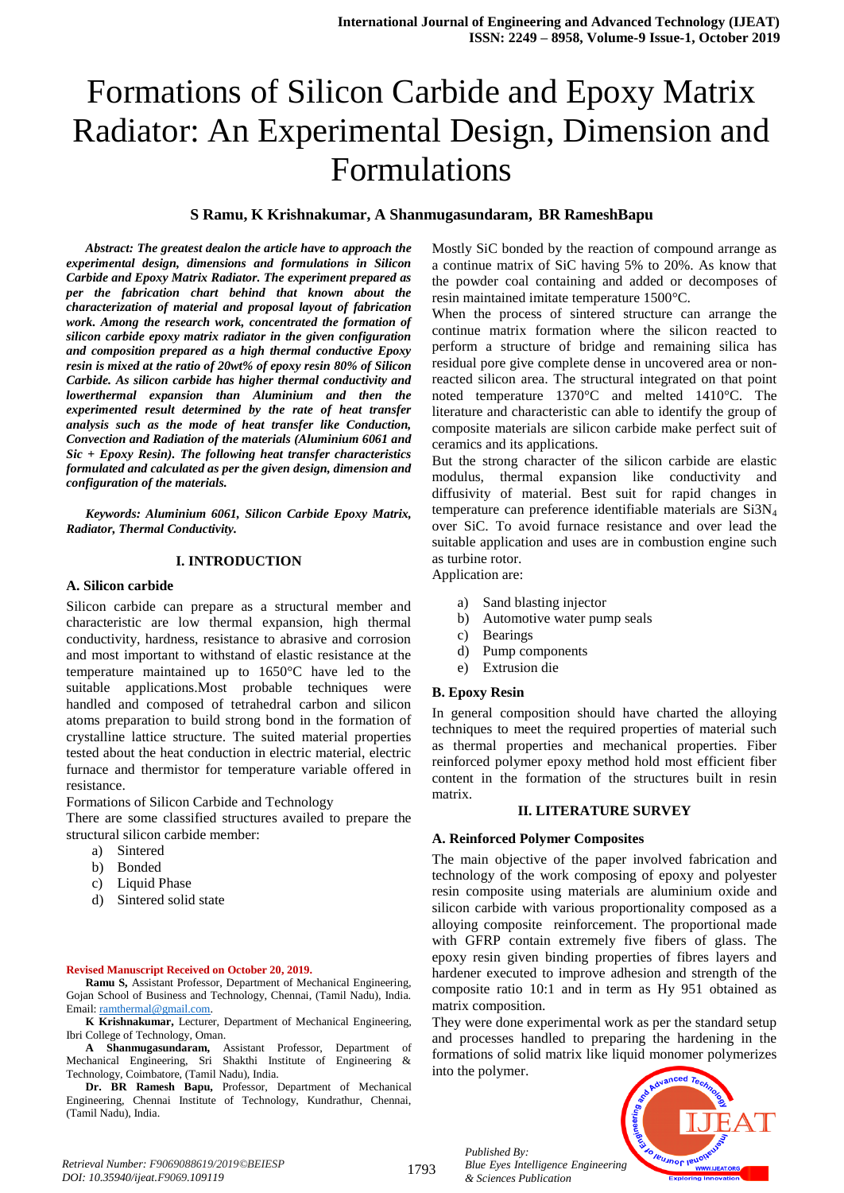# Formations of Silicon Carbide and Epoxy Matrix Radiator: An Experimental Design, Dimension and Formulations

**S Ramu, K Krishnakumar, A Shanmugasundaram, BR RameshBapu**

***Abstract: The greatest dealon the article have to approach the experimental design, dimensions and formulations in Silicon Carbide and Epoxy Matrix Radiator. The experiment prepared as per the fabrication chart behind that known about the characterization of material and proposal layout of fabrication work. Among the research work, concentrated the formation of silicon carbide epoxy matrix radiator in the given configuration and composition prepared as a high thermal conductive Epoxy resin is mixed at the ratio of 20wt% of epoxy resin 80% of Silicon Carbide. As silicon carbide has higher thermal conductivity and lowerthermal expansion than Aluminium and then the experimented result determined by the rate of heat transfer analysis such as the mode of heat transfer like Conduction, Convection and Radiation of the materials (Aluminium 6061 and Sic + Epoxy Resin). The following heat transfer characteristics formulated and calculated as per the given design, dimension and configuration of the materials.***

***Keywords: Aluminium 6061, Silicon Carbide Epoxy Matrix, Radiator, Thermal Conductivity.***

## I. INTRODUCTION

### A. Silicon carbide

Silicon carbide can prepare as a structural member and characteristic are low thermal expansion, high thermal conductivity, hardness, resistance to abrasive and corrosion and most important to withstand of elastic resistance at the temperature maintained up to 1650°C have led to the suitable applications.Most probable techniques were handled and composed of tetrahedral carbon and silicon atoms preparation to build strong bond in the formation of crystalline lattice structure. The suited material properties tested about the heat conduction in electric material, electric furnace and thermistor for temperature variable offered in resistance.

Formations of Silicon Carbide and Technology

There are some classified structures availed to prepare the structural silicon carbide member:

a) Sintered
b) Bonded
c) Liquid Phase
d) Sintered solid state

Mostly SiC bonded by the reaction of compound arrange as a continue matrix of SiC having 5% to 20%. As know that the powder coal containing and added or decomposes of resin maintained imitate temperature 1500°C.

When the process of sintered structure can arrange the continue matrix formation where the silicon reacted to perform a structure of bridge and remaining silica has residual pore give complete dense in uncovered area or non-reacted silicon area. The structural integrated on that point noted temperature 1370°C and melted 1410°C. The literature and characteristic can able to identify the group of composite materials are silicon carbide make perfect suit of ceramics and its applications.

But the strong character of the silicon carbide are elastic modulus, thermal expansion like conductivity and diffusivity of material. Best suit for rapid changes in temperature can preference identifiable materials are $Si3N_4$ over SiC. To avoid furnace resistance and over lead the suitable application and uses are in combustion engine such as turbine rotor.

Application are:

a) Sand blasting injector
b) Automotive water pump seals
c) Bearings
d) Pump components
e) Extrusion die

### B. Epoxy Resin

In general composition should have charted the alloying techniques to meet the required properties of material such as thermal properties and mechanical properties. Fiber reinforced polymer epoxy method hold most efficient fiber content in the formation of the structures built in resin matrix.

## II. LITERATURE SURVEY

### A. Reinforced Polymer Composites

The main objective of the paper involved fabrication and technology of the work composing of epoxy and polyester resin composite using materials are aluminium oxide and silicon carbide with various proportionality composed as a alloying composite reinforcement. The proportional made with GFRP contain extremely five fibers of glass. The epoxy resin given binding properties of fibres layers and hardener executed to improve adhesion and strength of the composite ratio 10:1 and in term as Hy 951 obtained as matrix composition.

They were done experimental work as per the standard setup and processes handled to preparing the hardening in the formations of solid matrix like liquid monomer polymerizes into the polymer.

**Revised Manuscript Received on October 20, 2019.**

**Ramu S,** Assistant Professor, Department of Mechanical Engineering, Gojan School of Business and Technology, Chennai, (Tamil Nadu), India. Email: ramthermal@gmail.com.

**K Krishnakumar,** Lecturer, Department of Mechanical Engineering, Ibri College of Technology, Oman.

**A Shanmugasundaram,** Assistant Professor, Department of Mechanical Engineering, Sri Shakthi Institute of Engineering & Technology, Coimbatore, (Tamil Nadu), India.

**Dr. BR Ramesh Bapu,** Professor, Department of Mechanical Engineering, Chennai Institute of Technology, Kundrathur, Chennai, (Tamil Nadu), India.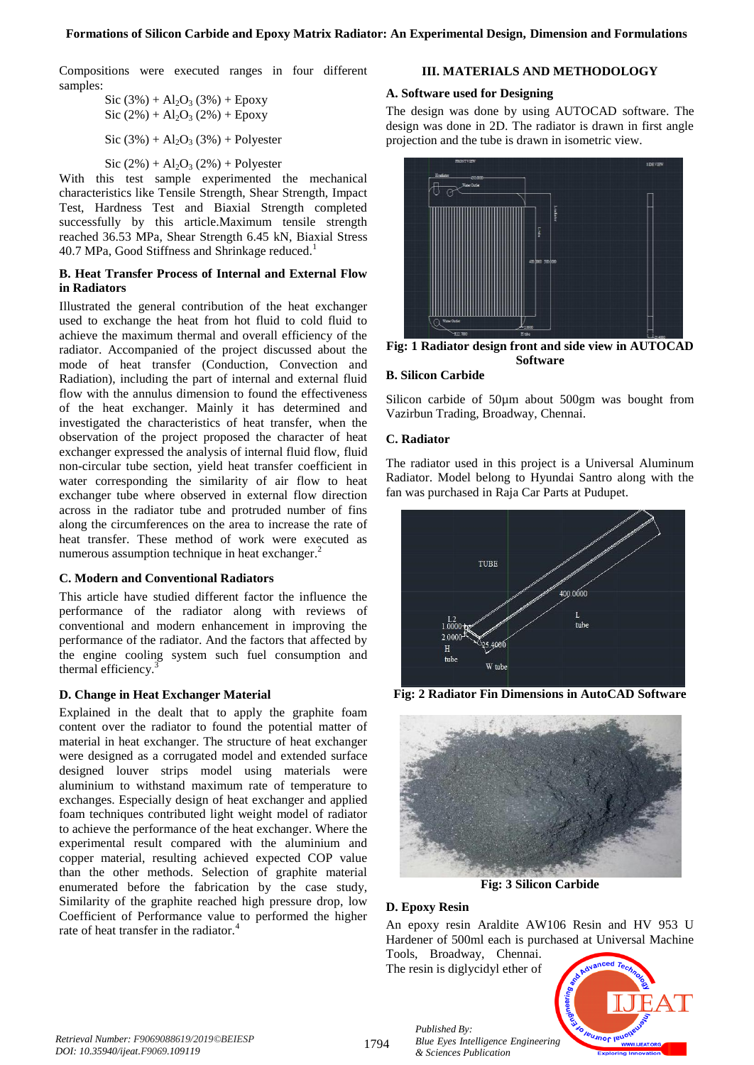Compositions were executed ranges in four different samples:

Sic (3%) + $Al_2O_3$ (3%) + Epoxy
Sic (2%) + $Al_2O_3$ (2%) + Epoxy

Sic (3%) + $Al_2O_3$ (3%) + Polyester

Sic (2%) + $Al_2O_3$ (2%) + Polyester

With this test sample experimented the mechanical characteristics like Tensile Strength, Shear Strength, Impact Test, Hardness Test and Biaxial Strength completed successfully by this article.Maximum tensile strength reached 36.53 MPa, Shear Strength 6.45 kN, Biaxial Stress 40.7 MPa, Good Stiffness and Shrinkage reduced.[1]

### B. Heat Transfer Process of Internal and External Flow in Radiators

Illustrated the general contribution of the heat exchanger used to exchange the heat from hot fluid to cold fluid to achieve the maximum thermal and overall efficiency of the radiator. Accompanied of the project discussed about the mode of heat transfer (Conduction, Convection and Radiation), including the part of internal and external fluid flow with the annulus dimension to found the effectiveness of the heat exchanger. Mainly it has determined and investigated the characteristics of heat transfer, when the observation of the project proposed the character of heat exchanger expressed the analysis of internal fluid flow, fluid non-circular tube section, yield heat transfer coefficient in water corresponding the similarity of air flow to heat exchanger tube where observed in external flow direction across in the radiator tube and protruded number of fins along the circumferences on the area to increase the rate of heat transfer. These method of work were executed as numerous assumption technique in heat exchanger.[2]

### C. Modern and Conventional Radiators

This article have studied different factor the influence the performance of the radiator along with reviews of conventional and modern enhancement in improving the performance of the radiator. And the factors that affected by the engine cooling system such fuel consumption and thermal efficiency.[3]

### D. Change in Heat Exchanger Material

Explained in the dealt that to apply the graphite foam content over the radiator to found the potential matter of material in heat exchanger. The structure of heat exchanger were designed as a corrugated model and extended surface designed louver strips model using materials were aluminium to withstand maximum rate of temperature to exchanges. Especially design of heat exchanger and applied foam techniques contributed light weight model of radiator to achieve the performance of the heat exchanger. Where the experimental result compared with the aluminium and copper material, resulting achieved expected COP value than the other methods. Selection of graphite material enumerated before the fabrication by the case study, Similarity of the graphite reached high pressure drop, low Coefficient of Performance value to performed the higher rate of heat transfer in the radiator.[4]

## III. MATERIALS AND METHODOLOGY

### A. Software used for Designing

The design was done by using AUTOCAD software. The design was done in 2D. The radiator is drawn in first angle projection and the tube is drawn in isometric view.

**Fig: 1 Radiator design front and side view in AUTOCAD Software**

### B. Silicon Carbide

Silicon carbide of 50µm about 500gm was bought from Vazirbun Trading, Broadway, Chennai.

### C. Radiator

The radiator used in this project is a Universal Aluminum Radiator. Model belong to Hyundai Santro along with the fan was purchased in Raja Car Parts at Pudupet.

**Fig: 2 Radiator Fin Dimensions in AutoCAD Software**

**Fig: 3 Silicon Carbide**

### D. Epoxy Resin

An epoxy resin Araldite AW106 Resin and HV 953 U Hardener of 500ml each is purchased at Universal Machine Tools, Broadway, Chennai.

The resin is diglycidyl ether of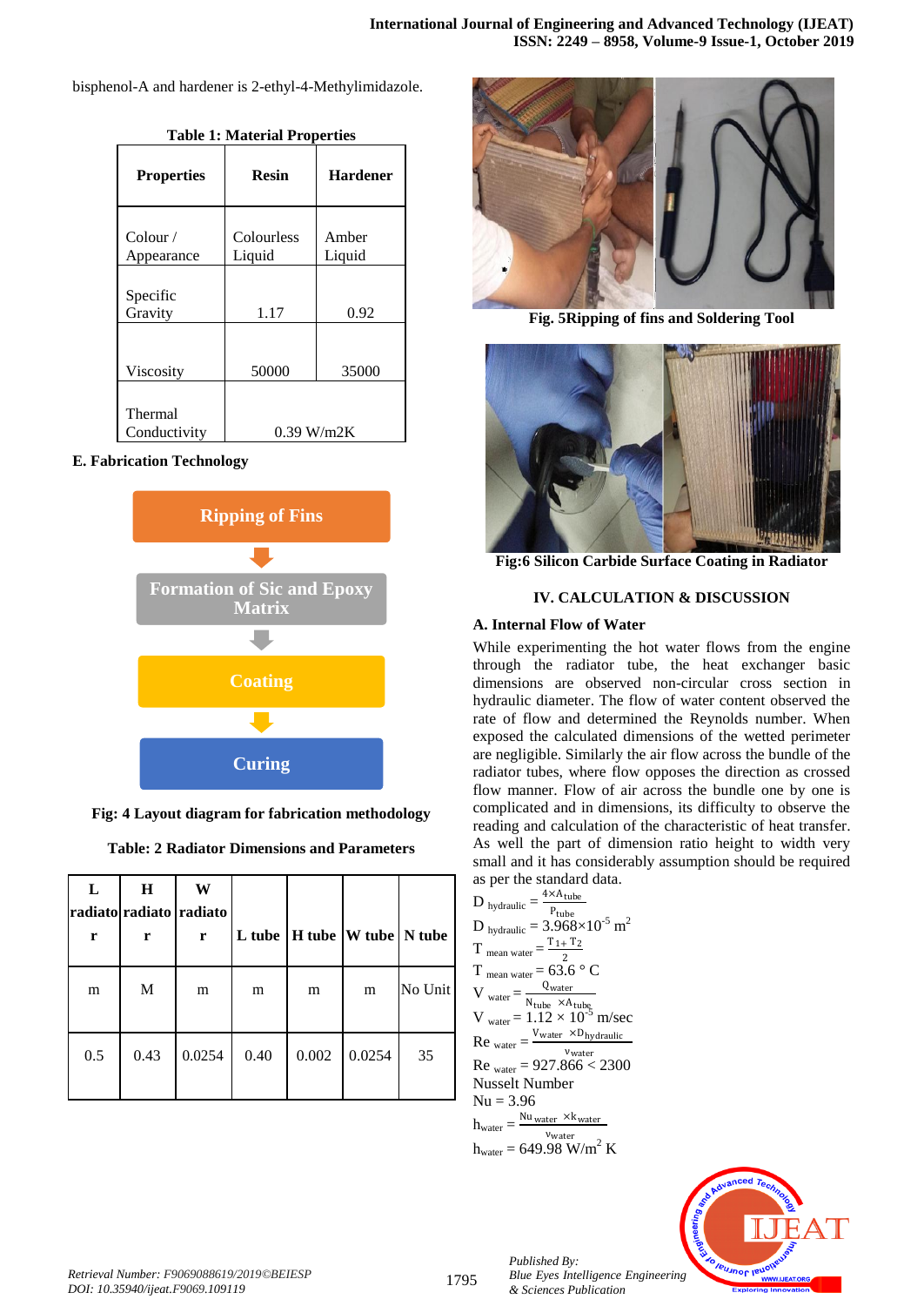bisphenol-A and hardener is 2-ethyl-4-Methylimidazole.

**Table 1: Material Properties**

| Properties | Resin | Hardener |
|---|---|---|
| Colour / Appearance | Colourless Liquid | Amber Liquid |
| Specific Gravity | 1.17 | 0.92 |
| Viscosity | 50000 | 35000 |
| Thermal Conductivity | 0.39 W/m2K | |

**E. Fabrication Technology**

Ripping of Fins → Formation of Sic and Epoxy Matrix → Coating → Curing

**Fig: 4 Layout diagram for fabrication methodology**

**Table: 2 Radiator Dimensions and Parameters**

| L radiator | H radiator | W radiator | L tube | H tube | W tube | N tube |
|---|---|---|---|---|---|---|
| m | M | m | m | m | m | No Unit |
| 0.5 | 0.43 | 0.0254 | 0.40 | 0.002 | 0.0254 | 35 |

**Fig. 5Ripping of fins and Soldering Tool**

**Fig:6 Silicon Carbide Surface Coating in Radiator**

## IV. CALCULATION & DISCUSSION

### A. Internal Flow of Water

While experimenting the hot water flows from the engine through the radiator tube, the heat exchanger basic dimensions are observed non-circular cross section in hydraulic diameter. The flow of water content observed the rate of flow and determined the Reynolds number. When exposed the calculated dimensions of the wetted perimeter are negligible. Similarly the air flow across the bundle of the radiator tubes, where flow opposes the direction as crossed flow manner. Flow of air across the bundle one by one is complicated and in dimensions, its difficulty to observe the reading and calculation of the characteristic of heat transfer. As well the part of dimension ratio height to width very small and it has considerably assumption should be required as per the standard data.

$$D_{hydraulic} = \frac{4 \times A_{tube}}{P_{tube}}$$

$$D_{hydraulic} = 3.968 \times 10^{-5}\ m^2$$

$$T_{mean\ water} = \frac{T_1 + T_2}{2}$$

$$T_{mean\ water} = 63.6\ °C$$

$$V_{water} = \frac{Q_{water}}{N_{tube} \times A_{tube}}$$

$$V_{water} = 1.12 \times 10^{-5}\ m/sec$$

$$Re_{water} = \frac{V_{water} \times D_{hydraulic}}{v_{water}}$$

$$Re_{water} = 927.866 < 2300$$

Nusselt Number

$$Nu = 3.96$$

$$h_{water} = \frac{Nu_{water} \times k_{water}}{v_{water}}$$

$$h_{water} = 649.98\ W/m^2\ K$$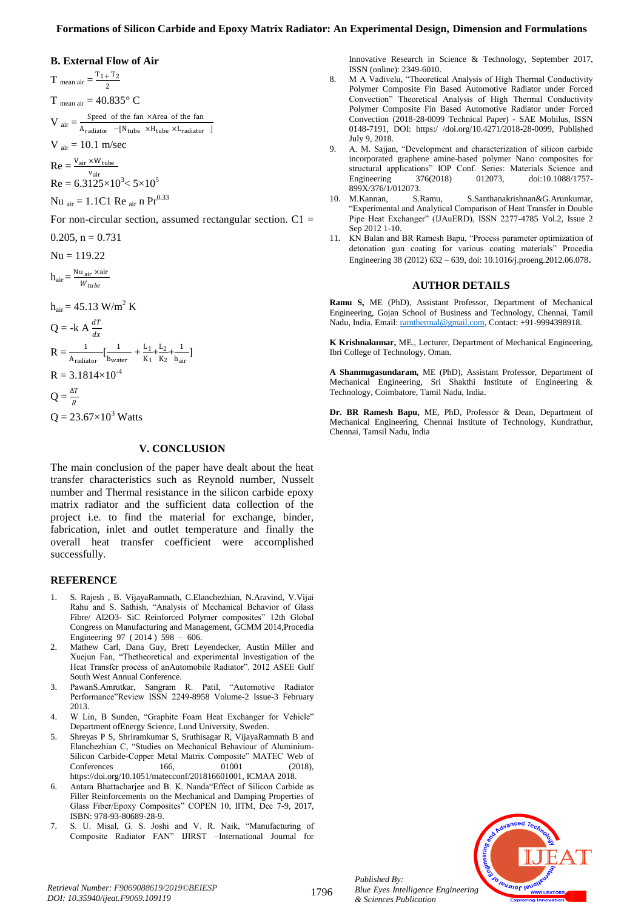### B. External Flow of Air

$$T_{\text{mean air}} = \frac{T_1 + T_2}{2}$$

$$T_{\text{mean air}} = 40.835° \text{ C}$$

$$V_{\text{air}} = \frac{\text{Speed of the fan} \times \text{Area of the fan}}{A_{\text{radiator}} - [N_{\text{tube}} \times H_{\text{tube}} \times L_{\text{radiator}}]}$$

$$V_{\text{air}} = 10.1 \text{ m/sec}$$

$$Re = \frac{V_{\text{air}} \times W_{\text{tube}}}{\nu_{\text{air}}}$$

$$Re = 6.3125 \times 10^3 < 5 \times 10^5$$

$$Nu_{\text{air}} = 1.1C1 \, Re_{\text{air}} \, n \, Pr^{0.33}$$

For non-circular section, assumed rectangular section. C1 = 0.205, n = 0.731

$$Nu = 119.22$$

$$h_{\text{air}} = \frac{Nu_{\text{air}} \times \text{air}}{W_{tube}}$$

$$h_{\text{air}} = 45.13 \text{ W/m}^2 \text{ K}$$

$$Q = -k \, A \, \frac{dT}{dx}$$

$$R = \frac{1}{A_{\text{radiator}}}\left[\frac{1}{h_{\text{water}}} + \frac{L_1}{K_1} + \frac{L_2}{K_2} + \frac{1}{h_{\text{air}}}\right]$$

$$R = 3.1814 \times 10^{-4}$$

$$Q = \frac{\Delta T}{R}$$

$$Q = 23.67 \times 10^3 \text{ Watts}$$

## V. CONCLUSION

The main conclusion of the paper have dealt about the heat transfer characteristics such as Reynold number, Nusselt number and Thermal resistance in the silicon carbide epoxy matrix radiator and the sufficient data collection of the project i.e. to find the material for exchange, binder, fabrication, inlet and outlet temperature and finally the overall heat transfer coefficient were accomplished successfully.

## REFERENCE

1. S. Rajesh , B. VijayaRamnath, C.Elanchezhian, N.Aravind, V.Vijai Rahu and S. Sathish, "Analysis of Mechanical Behavior of Glass Fibre/ Al2O3- SiC Reinforced Polymer composites" 12th Global Congress on Manufacturing and Management, GCMM 2014,Procedia Engineering 97 ( 2014 ) 598 – 606.
2. Mathew Carl, Dana Guy, Brett Leyendecker, Austin Miller and Xuejun Fan, "Thetheoretical and experimental Investigation of the Heat Transfer process of anAutomobile Radiator". 2012 ASEE Gulf South West Annual Conference.
3. PawanS.Amrutkar, Sangram R. Patil, "Automotive Radiator Performance"Review ISSN 2249-8958 Volume-2 Issue-3 February 2013.
4. W Lin, B Sunden, "Graphite Foam Heat Exchanger for Vehicle" Department ofEnergy Science, Lund University, Sweden.
5. Shreyas P S, Shriramkumar S, Sruthisagar R, VijayaRamnath B and Elanchezhian C, "Studies on Mechanical Behaviour of Aluminium-Silicon Carbide-Copper Metal Matrix Composite" MATEC Web of Conferences 166, 01001 (2018), https://doi.org/10.1051/matecconf/201816601001, ICMAA 2018.
6. Antara Bhattacharjee and B. K. Nanda"Effect of Silicon Carbide as Filler Reinforcements on the Mechanical and Damping Properties of Glass Fiber/Epoxy Composites" COPEN 10, IITM, Dec 7-9, 2017, ISBN: 978-93-80689-28-9.
7. S. U. Misal, G. S. Joshi and V. R. Naik, "Manufacturing of Composite Radiator FAN" IJIRST –International Journal for Innovative Research in Science & Technology, September 2017, ISSN (online): 2349-6010.
8. M A Vadivelu, "Theoretical Analysis of High Thermal Conductivity Polymer Composite Fin Based Automotive Radiator under Forced Convection" Theoretical Analysis of High Thermal Conductivity Polymer Composite Fin Based Automotive Radiator under Forced Convection (2018-28-0099 Technical Paper) - SAE Mobilus, ISSN 0148-7191, DOI: https:/ /doi.org/10.4271/2018-28-0099, Published July 9, 2018.
9. A. M. Sajjan, "Development and characterization of silicon carbide incorporated graphene amine-based polymer Nano composites for structural applications" IOP Conf. Series: Materials Science and Engineering 376(2018) 012073, doi:10.1088/1757-899X/376/1/012073.
10. M.Kannan, S.Ramu, S.Santhanakrishnan&G.Arunkumar, "Experimental and Analytical Comparison of Heat Transfer in Double Pipe Heat Exchanger" (IJAuERD), ISSN 2277-4785 Vol.2, Issue 2 Sep 2012 1-10.
11. KN Balan and BR Ramesh Bapu, "Process parameter optimization of detonation gun coating for various coating materials" Procedia Engineering 38 (2012) 632 – 639, doi: 10.1016/j.proeng.2012.06.078.

## AUTHOR DETAILS

**Ramu S,** ME (PhD), Assistant Professor, Department of Mechanical Engineering, Gojan School of Business and Technology, Chennai, Tamil Nadu, India. Email: ramthermal@gmail.com, Contact: +91-9994398918.

**K Krishnakumar,** ME., Lecturer, Department of Mechanical Engineering, Ibri College of Technology, Oman.

**A Shanmugasundaram,** ME (PhD), Assistant Professor, Department of Mechanical Engineering, Sri Shakthi Institute of Engineering & Technology, Coimbatore, Tamil Nadu, India.

**Dr. BR Ramesh Bapu,** ME, PhD, Professor & Dean, Department of Mechanical Engineering, Chennai Institute of Technology, Kundrathur, Chennai, Tamsil Nadu, India